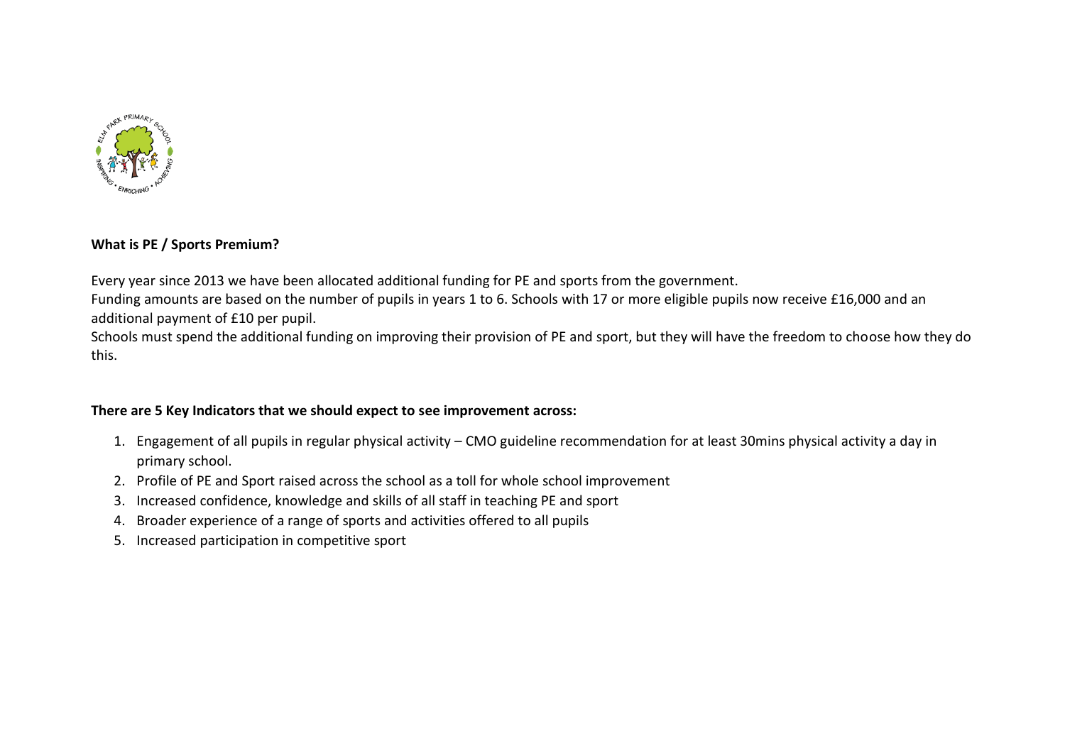**What is PE / Sports Premium?**

Every year since 2013 we have been allocated additional funding for PE and sports from the government.
Funding amounts are based on the number of pupils in years 1 to 6. Schools with 17 or more eligible pupils now receive £16,000 and an additional payment of £10 per pupil.
Schools must spend the additional funding on improving their provision of PE and sport, but they will have the freedom to choose how they do this.

**There are 5 Key Indicators that we should expect to see improvement across:**

1. Engagement of all pupils in regular physical activity – CMO guideline recommendation for at least 30mins physical activity a day in primary school.
2. Profile of PE and Sport raised across the school as a toll for whole school improvement
3. Increased confidence, knowledge and skills of all staff in teaching PE and sport
4. Broader experience of a range of sports and activities offered to all pupils
5. Increased participation in competitive sport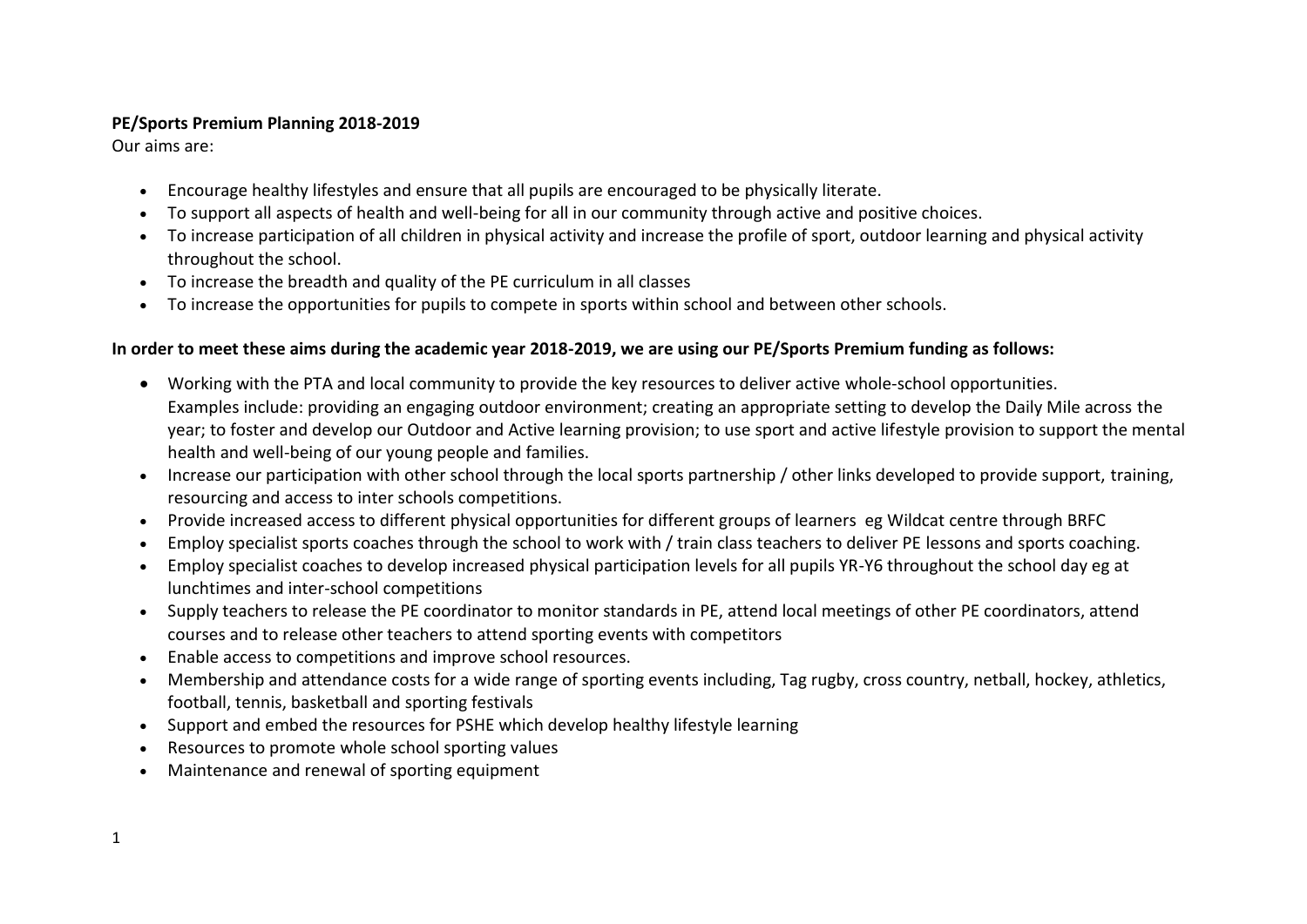**PE/Sports Premium Planning 2018-2019**

Our aims are:

- Encourage healthy lifestyles and ensure that all pupils are encouraged to be physically literate.
- To support all aspects of health and well-being for all in our community through active and positive choices.
- To increase participation of all children in physical activity and increase the profile of sport, outdoor learning and physical activity throughout the school.
- To increase the breadth and quality of the PE curriculum in all classes
- To increase the opportunities for pupils to compete in sports within school and between other schools.

**In order to meet these aims during the academic year 2018-2019, we are using our PE/Sports Premium funding as follows:**

- Working with the PTA and local community to provide the key resources to deliver active whole-school opportunities. Examples include: providing an engaging outdoor environment; creating an appropriate setting to develop the Daily Mile across the year; to foster and develop our Outdoor and Active learning provision; to use sport and active lifestyle provision to support the mental health and well-being of our young people and families.
- Increase our participation with other school through the local sports partnership / other links developed to provide support, training, resourcing and access to inter schools competitions.
- Provide increased access to different physical opportunities for different groups of learners eg Wildcat centre through BRFC
- Employ specialist sports coaches through the school to work with / train class teachers to deliver PE lessons and sports coaching.
- Employ specialist coaches to develop increased physical participation levels for all pupils YR-Y6 throughout the school day eg at lunchtimes and inter-school competitions
- Supply teachers to release the PE coordinator to monitor standards in PE, attend local meetings of other PE coordinators, attend courses and to release other teachers to attend sporting events with competitors
- Enable access to competitions and improve school resources.
- Membership and attendance costs for a wide range of sporting events including, Tag rugby, cross country, netball, hockey, athletics, football, tennis, basketball and sporting festivals
- Support and embed the resources for PSHE which develop healthy lifestyle learning
- Resources to promote whole school sporting values
- Maintenance and renewal of sporting equipment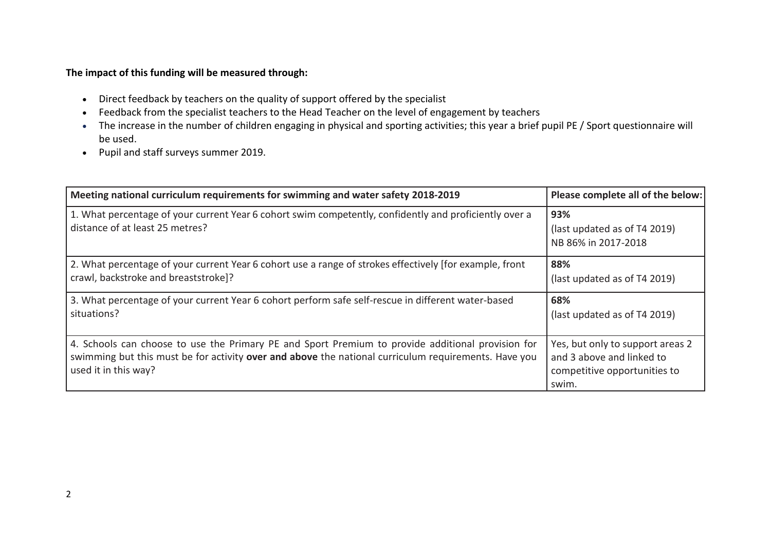**The impact of this funding will be measured through:**

- Direct feedback by teachers on the quality of support offered by the specialist
- Feedback from the specialist teachers to the Head Teacher on the level of engagement by teachers
- The increase in the number of children engaging in physical and sporting activities; this year a brief pupil PE / Sport questionnaire will be used.
- Pupil and staff surveys summer 2019.

| **Meeting national curriculum requirements for swimming and water safety 2018-2019** | **Please complete all of the below:** |
| --- | --- |
| 1. What percentage of your current Year 6 cohort swim competently, confidently and proficiently over a distance of at least 25 metres? | **93%**<br>(last updated as of T4 2019)<br>NB 86% in 2017-2018 |
| 2. What percentage of your current Year 6 cohort use a range of strokes effectively [for example, front crawl, backstroke and breaststroke]? | **88%**<br>(last updated as of T4 2019) |
| 3. What percentage of your current Year 6 cohort perform safe self-rescue in different water-based situations? | **68%**<br>(last updated as of T4 2019) |
| 4. Schools can choose to use the Primary PE and Sport Premium to provide additional provision for swimming but this must be for activity **over and above** the national curriculum requirements. Have you used it in this way? | Yes, but only to support areas 2 and 3 above and linked to competitive opportunities to swim. |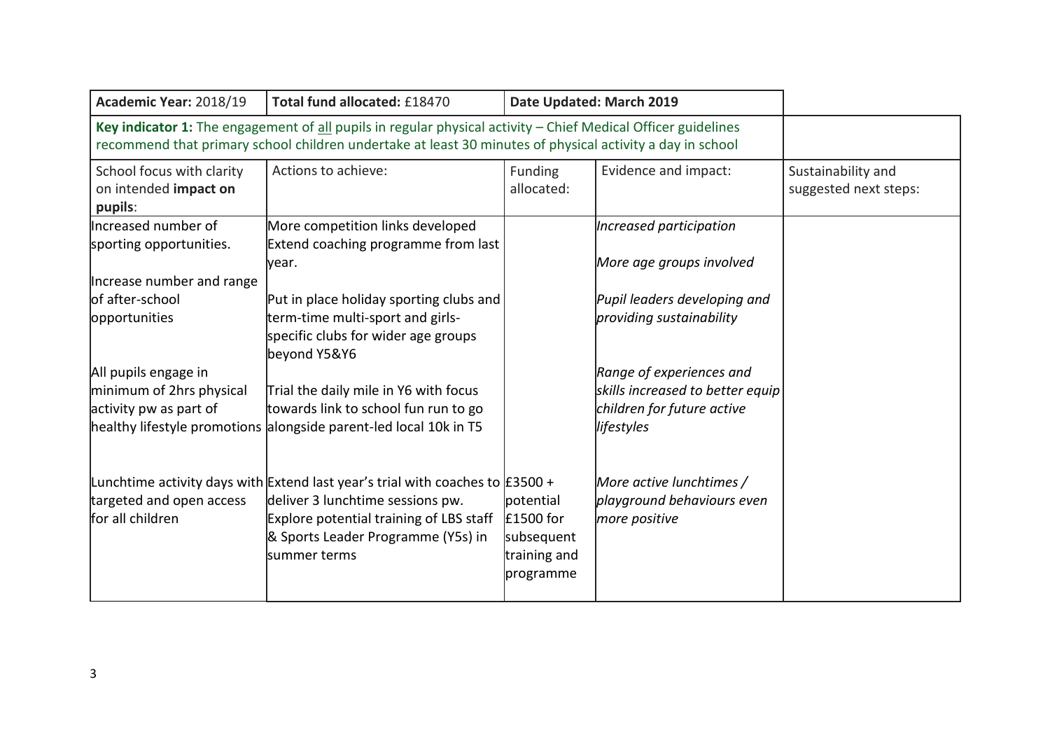| **Academic Year:** 2018/19 | **Total fund allocated:** £18470 | **Date Updated: March 2019** | | |
|---|---|---|---|---|
| **Key indicator 1:** The engagement of all pupils in regular physical activity – Chief Medical Officer guidelines recommend that primary school children undertake at least 30 minutes of physical activity a day in school | | | | |
| School focus with clarity on intended **impact on pupils**: | Actions to achieve: | Funding allocated: | Evidence and impact: | Sustainability and suggested next steps: |
| Increased number of sporting opportunities.<br><br>Increase number and range of after-school opportunities<br><br>All pupils engage in minimum of 2hrs physical activity pw as part of healthy lifestyle promotions | More competition links developed<br>Extend coaching programme from last year.<br><br>Put in place holiday sporting clubs and term-time multi-sport and girls-specific clubs for wider age groups beyond Y5&Y6<br><br>Trial the daily mile in Y6 with focus towards link to school fun run to go alongside parent-led local 10k in T5 | | *Increased participation*<br><br>*More age groups involved*<br><br>*Pupil leaders developing and providing sustainability*<br><br>*Range of experiences and skills increased to better equip children for future active lifestyles* | |
| Lunchtime activity days with targeted and open access for all children | Extend last year's trial with coaches to deliver 3 lunchtime sessions pw.<br>Explore potential training of LBS staff & Sports Leader Programme (Y5s) in summer terms | £3500 + potential £1500 for subsequent training and programme | *More active lunchtimes / playground behaviours even more positive* | |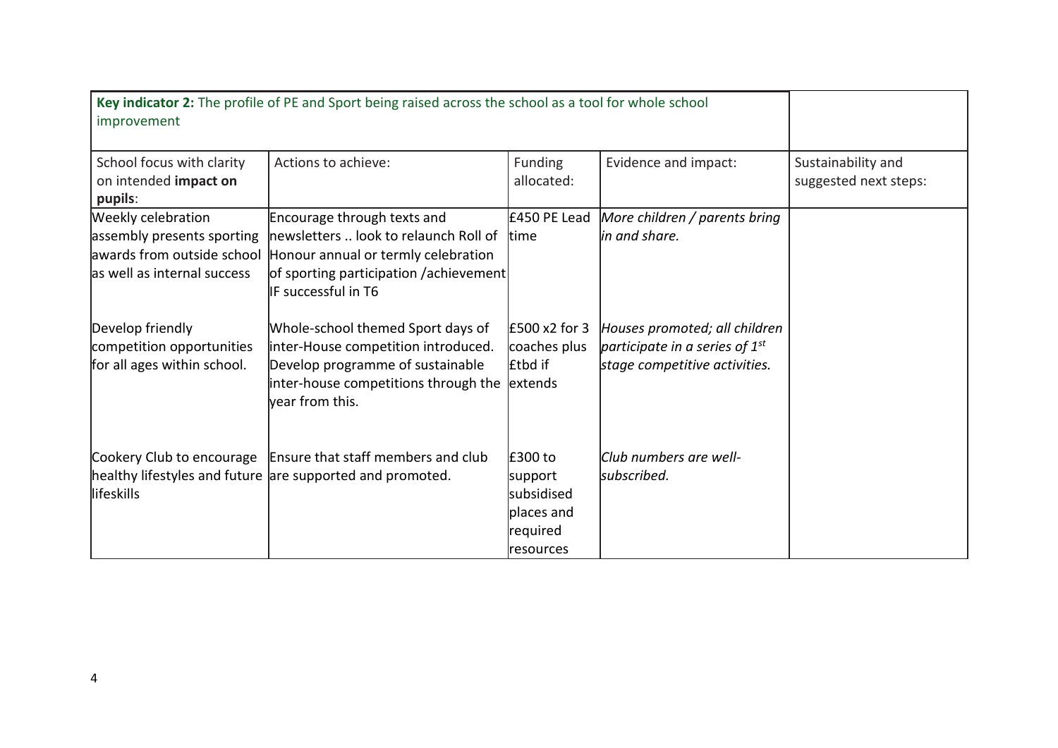| **Key indicator 2:** The profile of PE and Sport being raised across the school as a tool for whole school improvement | | | | |
|---|---|---|---|---|
| School focus with clarity on intended **impact on pupils**: | Actions to achieve: | Funding allocated: | Evidence and impact: | Sustainability and suggested next steps: |
| Weekly celebration assembly presents sporting awards from outside school as well as internal success | Encourage through texts and newsletters .. look to relaunch Roll of Honour annual or termly celebration of sporting participation /achievement IF successful in T6 | £450 PE Lead time | *More children / parents bring in and share.* | |
| Develop friendly competition opportunities for all ages within school. | Whole-school themed Sport days of inter-House competition introduced. Develop programme of sustainable inter-house competitions through the year from this. | £500 x2 for 3 coaches plus £tbd if extends | *Houses promoted; all children participate in a series of 1st stage competitive activities.* | |
| Cookery Club to encourage healthy lifestyles and future lifeskills | Ensure that staff members and club are supported and promoted. | £300 to support subsidised places and required resources | *Club numbers are well-subscribed.* | |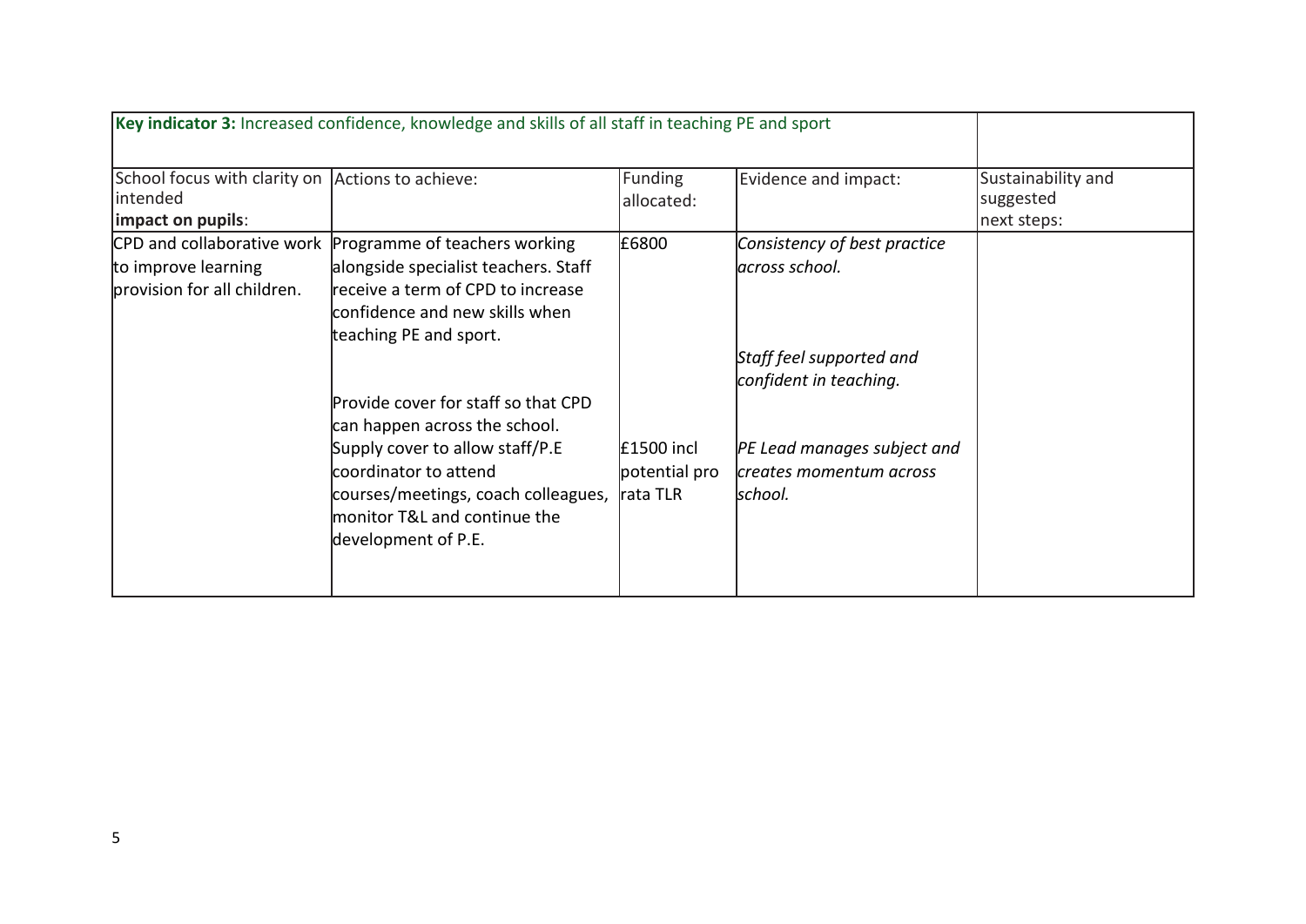| **Key indicator 3:** Increased confidence, knowledge and skills of all staff in teaching PE and sport | | | | |
|---|---|---|---|---|
| School focus with clarity on intended **impact on pupils**: | Actions to achieve: | Funding allocated: | Evidence and impact: | Sustainability and suggested next steps: |
| CPD and collaborative work to improve learning provision for all children. | Programme of teachers working alongside specialist teachers. Staff receive a term of CPD to increase confidence and new skills when teaching PE and sport.<br><br>Provide cover for staff so that CPD can happen across the school.<br>Supply cover to allow staff/P.E coordinator to attend courses/meetings, coach colleagues, monitor T&L and continue the development of P.E. | £6800<br><br>£1500 incl potential pro rata TLR | *Consistency of best practice across school.*<br><br>*Staff feel supported and confident in teaching.*<br><br>*PE Lead manages subject and creates momentum across school.* | |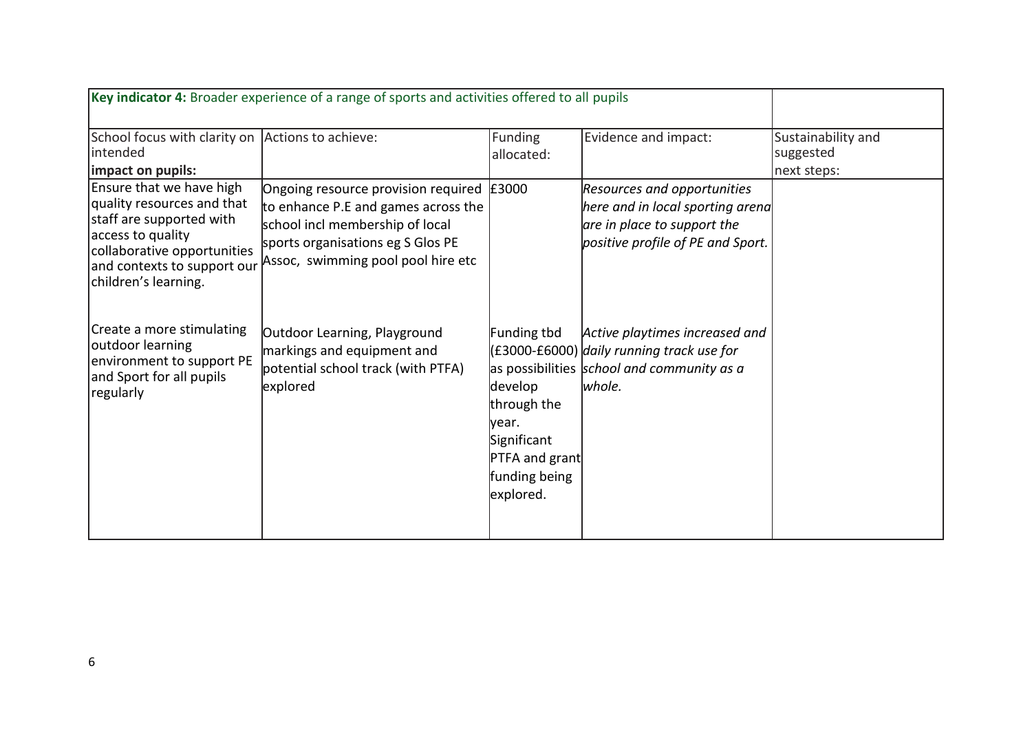| **Key indicator 4:** Broader experience of a range of sports and activities offered to all pupils | | | | |
|---|---|---|---|---|
| School focus with clarity on intended **impact on pupils:** | Actions to achieve: | Funding allocated: | Evidence and impact: | Sustainability and suggested next steps: |
| Ensure that we have high quality resources and that staff are supported with access to quality collaborative opportunities and contexts to support our children's learning. | Ongoing resource provision required to enhance P.E and games across the school incl membership of local sports organisations eg S Glos PE Assoc, swimming pool pool hire etc | £3000 | *Resources and opportunities here and in local sporting arena are in place to support the positive profile of PE and Sport.* | |
| Create a more stimulating outdoor learning environment to support PE and Sport for all pupils regularly | Outdoor Learning, Playground markings and equipment and potential school track (with PTFA) explored | Funding tbd (£3000-£6000) as possibilities develop through the year. Significant PTFA and grant funding being explored. | *Active playtimes increased and daily running track use for school and community as a whole.* | |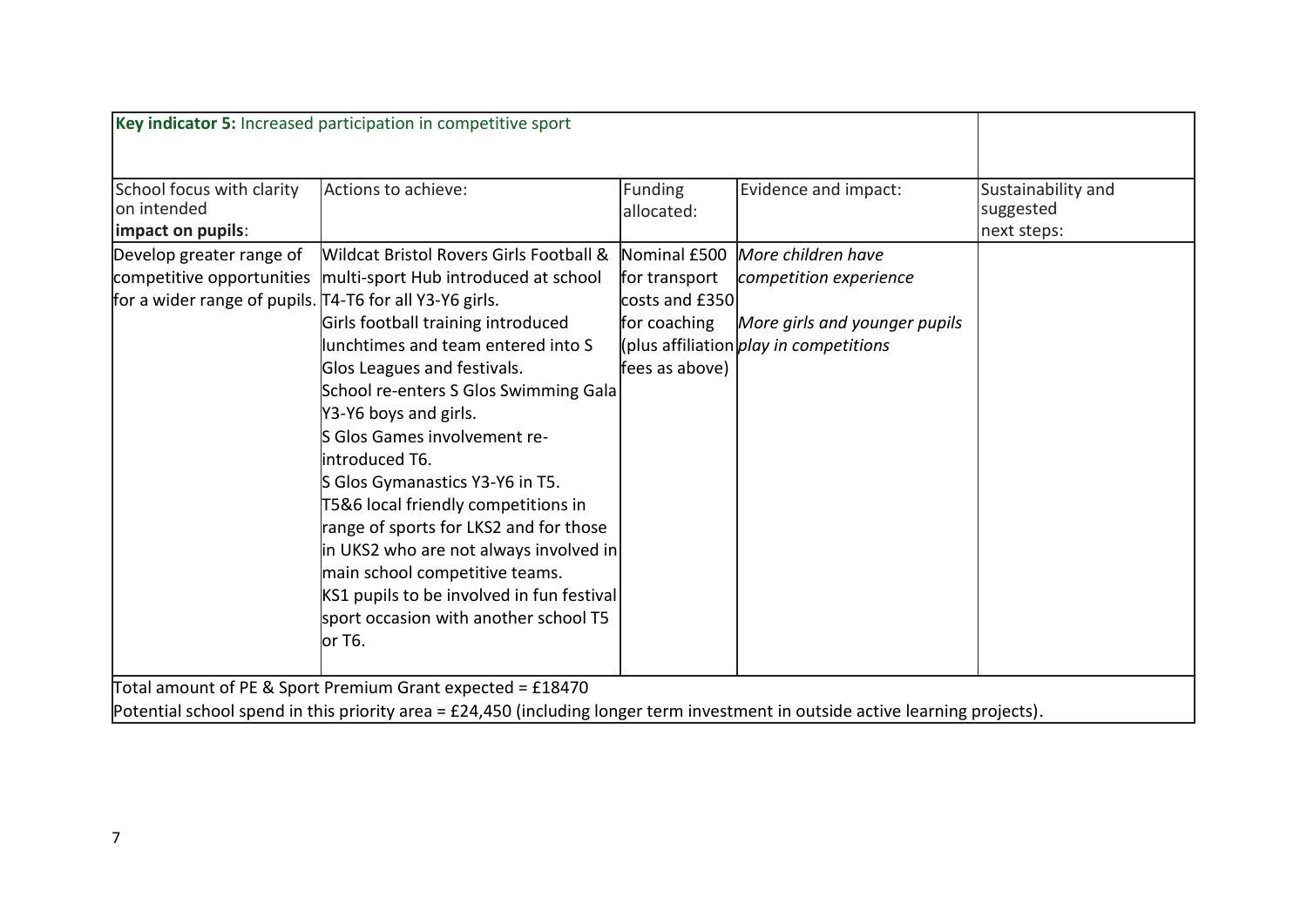| **Key indicator 5:** Increased participation in competitive sport | | | | |
|---|---|---|---|---|
| School focus with clarity on intended **impact on pupils**: | Actions to achieve: | Funding allocated: | Evidence and impact: | Sustainability and suggested next steps: |
| Develop greater range of competitive opportunities for a wider range of pupils. | Wildcat Bristol Rovers Girls Football & multi-sport Hub introduced at school T4-T6 for all Y3-Y6 girls.<br>Girls football training introduced lunchtimes and team entered into S Glos Leagues and festivals.<br>School re-enters S Glos Swimming Gala Y3-Y6 boys and girls.<br>S Glos Games involvement re-introduced T6.<br>S Glos Gymanastics Y3-Y6 in T5.<br>T5&6 local friendly competitions in range of sports for LKS2 and for those in UKS2 who are not always involved in main school competitive teams.<br>KS1 pupils to be involved in fun festival sport occasion with another school T5 or T6. | Nominal £500 for transport costs and £350 for coaching (plus affiliation fees as above) | *More children have competition experience*<br><br>*More girls and younger pupils play in competitions* | |

Total amount of PE & Sport Premium Grant expected = £18470

Potential school spend in this priority area = £24,450 (including longer term investment in outside active learning projects).